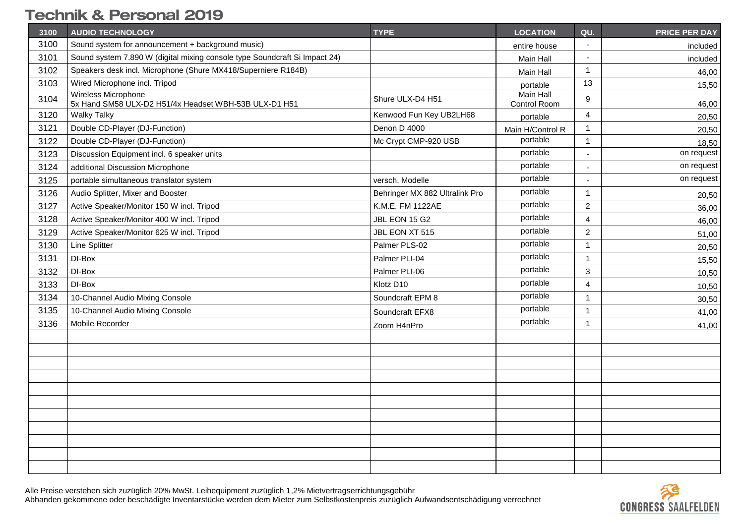# Technik & Personal 2019

| 3100 | AUDIO TECHNOLOGY | TYPE | LOCATION | QU. | PRICE PER DAY |
|---|---|---|---|---|---|
| 3100 | Sound system for announcement + background music) | | entire house | - | included |
| 3101 | Sound system 7.890 W (digital mixing console type Soundcraft Si Impact 24) | | Main Hall | - | included |
| 3102 | Speakers desk incl. Microphone (Shure MX418/Superniere R184B) | | Main Hall | 1 | 46,00 |
| 3103 | Wired Microphone incl. Tripod | | portable | 13 | 15,50 |
| 3104 | Wireless Microphone<br>5x Hand SM58 ULX-D2 H51/4x Headset WBH-53B ULX-D1 H51 | Shure ULX-D4 H51 | Main Hall<br>Control Room | 9 | 46,00 |
| 3120 | Walky Talky | Kenwood Fun Key UB2LH68 | portable | 4 | 20,50 |
| 3121 | Double CD-Player (DJ-Function) | Denon D 4000 | Main H/Control R | 1 | 20,50 |
| 3122 | Double CD-Player (DJ-Function) | Mc Crypt CMP-920 USB | portable | 1 | 18,50 |
| 3123 | Discussion Equipment incl. 6 speaker units | | portable | - | on request |
| 3124 | additional Discussion Microphone | | portable | - | on request |
| 3125 | portable simultaneous translator system | versch. Modelle | portable | - | on request |
| 3126 | Audio Splitter, Mixer and Booster | Behringer MX 882 Ultralink Pro | portable | 1 | 20,50 |
| 3127 | Active Speaker/Monitor 150 W incl. Tripod | K.M.E. FM 1122AE | portable | 2 | 36,00 |
| 3128 | Active Speaker/Monitor 400 W incl. Tripod | JBL EON 15 G2 | portable | 4 | 46,00 |
| 3129 | Active Speaker/Monitor 625 W incl. Tripod | JBL EON XT 515 | portable | 2 | 51,00 |
| 3130 | Line Splitter | Palmer PLS-02 | portable | 1 | 20,50 |
| 3131 | DI-Box | Palmer PLI-04 | portable | 1 | 15,50 |
| 3132 | DI-Box | Palmer PLI-06 | portable | 3 | 10,50 |
| 3133 | DI-Box | Klotz D10 | portable | 4 | 10,50 |
| 3134 | 10-Channel Audio Mixing Console | Soundcraft EPM 8 | portable | 1 | 30,50 |
| 3135 | 10-Channel Audio Mixing Console | Soundcraft EFX8 | portable | 1 | 41,00 |
| 3136 | Mobile Recorder | Zoom H4nPro | portable | 1 | 41,00 |

Alle Preise verstehen sich zuzüglich 20% MwSt. Leihequipment zuzüglich 1,2% Mietvertragserrichtungsgebühr
Abhanden gekommene oder beschädigte Inventarstücke werden dem Mieter zum Selbstkostenpreis zuzüglich Aufwandsentschädigung verrechnet

CONGRESS SAALFELDEN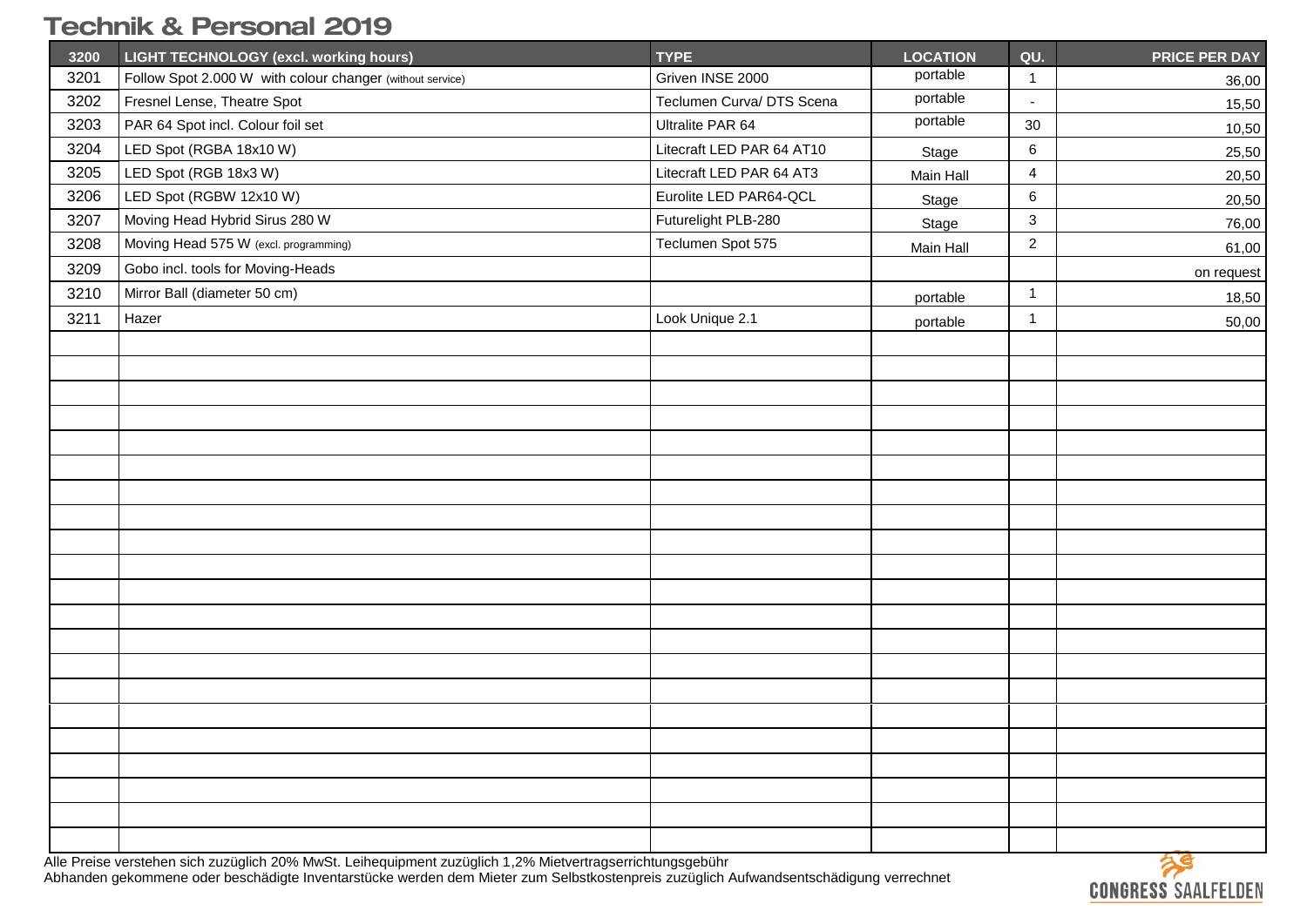# Technik & Personal 2019

| 3200 | LIGHT TECHNOLOGY (excl. working hours) | TYPE | LOCATION | QU. | PRICE PER DAY |
|---|---|---|---|---|---|
| 3201 | Follow Spot 2.000 W with colour changer (without service) | Griven INSE 2000 | portable | 1 | 36,00 |
| 3202 | Fresnel Lense, Theatre Spot | Teclumen Curva/ DTS Scena | portable | - | 15,50 |
| 3203 | PAR 64 Spot incl. Colour foil set | Ultralite PAR 64 | portable | 30 | 10,50 |
| 3204 | LED Spot (RGBA 18x10 W) | Litecraft LED PAR 64 AT10 | Stage | 6 | 25,50 |
| 3205 | LED Spot (RGB 18x3 W) | Litecraft LED PAR 64 AT3 | Main Hall | 4 | 20,50 |
| 3206 | LED Spot (RGBW 12x10 W) | Eurolite LED PAR64-QCL | Stage | 6 | 20,50 |
| 3207 | Moving Head Hybrid Sirus 280 W | Futurelight PLB-280 | Stage | 3 | 76,00 |
| 3208 | Moving Head 575 W (excl. programming) | Teclumen Spot 575 | Main Hall | 2 | 61,00 |
| 3209 | Gobo incl. tools for Moving-Heads | | | | on request |
| 3210 | Mirror Ball (diameter 50 cm) | | portable | 1 | 18,50 |
| 3211 | Hazer | Look Unique 2.1 | portable | 1 | 50,00 |

Alle Preise verstehen sich zuzüglich 20% MwSt. Leihequipment zuzüglich 1,2% Mietvertragserrichtungsgebühr
Abhanden gekommene oder beschädigte Inventarstücke werden dem Mieter zum Selbstkostenpreis zuzüglich Aufwandsentschädigung verrechnet

CONGRESS SAALFELDEN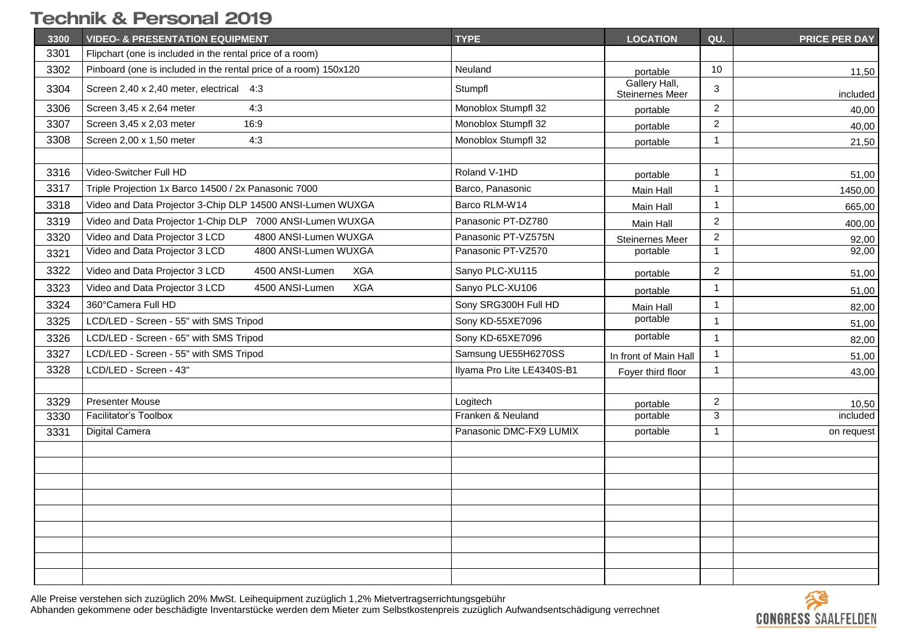# Technik & Personal 2019

| 3300 | VIDEO- & PRESENTATION EQUIPMENT | TYPE | LOCATION | QU. | PRICE PER DAY |
|---|---|---|---|---|---|
| 3301 | Flipchart (one is included in the rental price of a room) | | | | |
| 3302 | Pinboard (one is included in the rental price of a room) 150x120 | Neuland | portable | 10 | 11,50 |
| 3304 | Screen 2,40 x 2,40 meter, electrical 4:3 | Stumpfl | Gallery Hall, Steinernes Meer | 3 | included |
| 3306 | Screen 3,45 x 2,64 meter 4:3 | Monoblox Stumpfl 32 | portable | 2 | 40,00 |
| 3307 | Screen 3,45 x 2,03 meter 16:9 | Monoblox Stumpfl 32 | portable | 2 | 40,00 |
| 3308 | Screen 2,00 x 1,50 meter 4:3 | Monoblox Stumpfl 32 | portable | 1 | 21,50 |
| | | | | | |
| 3316 | Video-Switcher Full HD | Roland V-1HD | portable | 1 | 51,00 |
| 3317 | Triple Projection 1x Barco 14500 / 2x Panasonic 7000 | Barco, Panasonic | Main Hall | 1 | 1450,00 |
| 3318 | Video and Data Projector 3-Chip DLP 14500 ANSI-Lumen WUXGA | Barco RLM-W14 | Main Hall | 1 | 665,00 |
| 3319 | Video and Data Projector 1-Chip DLP 7000 ANSI-Lumen WUXGA | Panasonic PT-DZ780 | Main Hall | 2 | 400,00 |
| 3320 | Video and Data Projector 3 LCD 4800 ANSI-Lumen WUXGA | Panasonic PT-VZ575N | Steinernes Meer | 2 | 92,00 |
| 3321 | Video and Data Projector 3 LCD 4800 ANSI-Lumen WUXGA | Panasonic PT-VZ570 | portable | 1 | 92,00 |
| 3322 | Video and Data Projector 3 LCD 4500 ANSI-Lumen XGA | Sanyo PLC-XU115 | portable | 2 | 51,00 |
| 3323 | Video and Data Projector 3 LCD 4500 ANSI-Lumen XGA | Sanyo PLC-XU106 | portable | 1 | 51,00 |
| 3324 | 360°Camera Full HD | Sony SRG300H Full HD | Main Hall | 1 | 82,00 |
| 3325 | LCD/LED - Screen - 55" with SMS Tripod | Sony KD-55XE7096 | portable | 1 | 51,00 |
| 3326 | LCD/LED - Screen - 65" with SMS Tripod | Sony KD-65XE7096 | portable | 1 | 82,00 |
| 3327 | LCD/LED - Screen - 55" with SMS Tripod | Samsung UE55H6270SS | In front of Main Hall | 1 | 51,00 |
| 3328 | LCD/LED - Screen - 43" | Ilyama Pro Lite LE4340S-B1 | Foyer third floor | 1 | 43,00 |
| | | | | | |
| 3329 | Presenter Mouse | Logitech | portable | 2 | 10,50 |
| 3330 | Facilitator's Toolbox | Franken & Neuland | portable | 3 | included |
| 3331 | Digital Camera | Panasonic DMC-FX9 LUMIX | portable | 1 | on request |

Alle Preise verstehen sich zuzüglich 20% MwSt. Leihequipment zuzüglich 1,2% Mietvertragserrichtungsgebühr
Abhanden gekommene oder beschädigte Inventarstücke werden dem Mieter zum Selbstkostenpreis zuzüglich Aufwandsentschädigung verrechnet

CONGRESS SAALFELDEN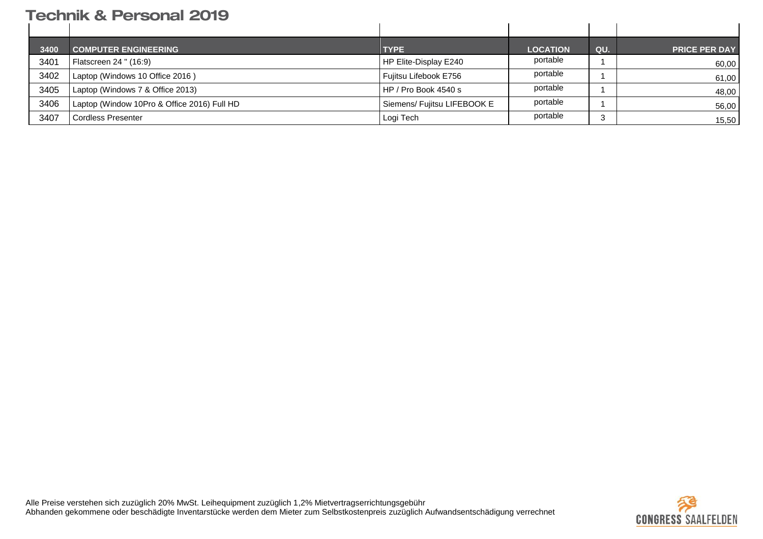# Technik & Personal 2019

| 3400 | COMPUTER ENGINEERING | TYPE | LOCATION | QU. | PRICE PER DAY |
|---|---|---|---|---|---|
| 3401 | Flatscreen 24 " (16:9) | HP Elite-Display E240 | portable | 1 | 60,00 |
| 3402 | Laptop (Windows 10 Office 2016 ) | Fujitsu Lifebook E756 | portable | 1 | 61,00 |
| 3405 | Laptop (Windows 7 & Office 2013) | HP / Pro Book 4540 s | portable | 1 | 48,00 |
| 3406 | Laptop (Window 10Pro & Office 2016) Full HD | Siemens/ Fujitsu LIFEBOOK E | portable | 1 | 56,00 |
| 3407 | Cordless Presenter | Logi Tech | portable | 3 | 15,50 |

Alle Preise verstehen sich zuzüglich 20% MwSt. Leihequipment zuzüglich 1,2% Mietvertragserrichtungsgebühr
Abhanden gekommene oder beschädigte Inventarstücke werden dem Mieter zum Selbstkostenpreis zuzüglich Aufwandsentschädigung verrechnet

CONGRESS SAALFELDEN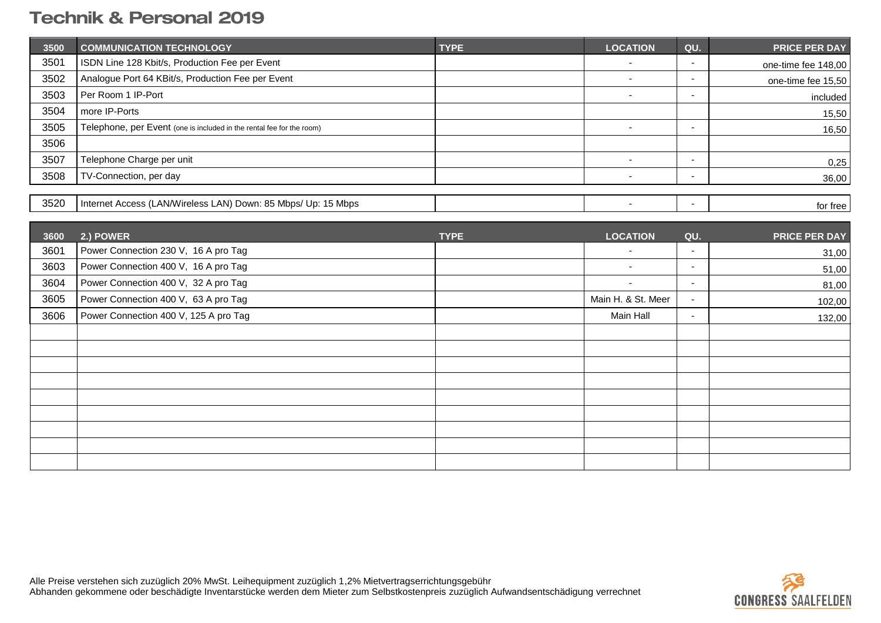# Technik & Personal 2019

| 3500 | COMMUNICATION TECHNOLOGY | TYPE | LOCATION | QU. | PRICE PER DAY |
|---|---|---|---|---|---|
| 3501 | ISDN Line 128 Kbit/s, Production Fee per Event | | - | - | one-time fee 148,00 |
| 3502 | Analogue Port 64 KBit/s, Production Fee per Event | | - | - | one-time fee 15,50 |
| 3503 | Per Room 1 IP-Port | | - | - | included |
| 3504 | more IP-Ports | | | | 15,50 |
| 3505 | Telephone, per Event (one is included in the rental fee for the room) | | - | - | 16,50 |
| 3506 | | | | | |
| 3507 | Telephone Charge per unit | | - | - | 0,25 |
| 3508 | TV-Connection, per day | | - | - | 36,00 |
| 3520 | Internet Access (LAN/Wireless LAN) Down: 85 Mbps/ Up: 15 Mbps | | - | - | for free |

| 3600 | 2.) POWER | TYPE | LOCATION | QU. | PRICE PER DAY |
|---|---|---|---|---|---|
| 3601 | Power Connection 230 V, 16 A pro Tag | | - | - | 31,00 |
| 3603 | Power Connection 400 V, 16 A pro Tag | | - | - | 51,00 |
| 3604 | Power Connection 400 V, 32 A pro Tag | | - | - | 81,00 |
| 3605 | Power Connection 400 V, 63 A pro Tag | | Main H. & St. Meer | - | 102,00 |
| 3606 | Power Connection 400 V, 125 A pro Tag | | Main Hall | - | 132,00 |

Alle Preise verstehen sich zuzüglich 20% MwSt. Leihequipment zuzüglich 1,2% Mietvertragserrichtungsgebühr
Abhanden gekommene oder beschädigte Inventarstücke werden dem Mieter zum Selbstkostenpreis zuzüglich Aufwandsentschädigung verrechnet

CONGRESS SAALFELDEN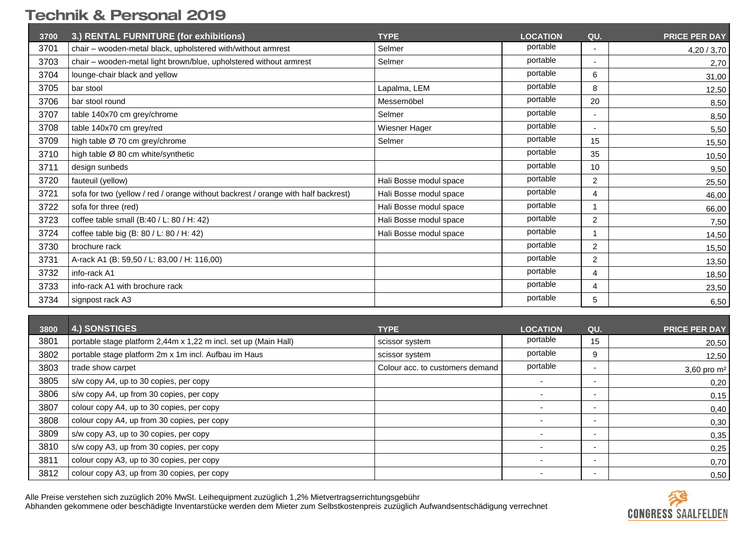# Technik & Personal 2019

| 3700 | 3.) RENTAL FURNITURE (for exhibitions) | TYPE | LOCATION | QU. | PRICE PER DAY |
|---|---|---|---|---|---|
| 3701 | chair – wooden-metal black, upholstered with/without armrest | Selmer | portable | - | 4,20 / 3,70 |
| 3703 | chair – wooden-metal light brown/blue, upholstered without armrest | Selmer | portable | - | 2,70 |
| 3704 | lounge-chair black and yellow | | portable | 6 | 31,00 |
| 3705 | bar stool | Lapalma, LEM | portable | 8 | 12,50 |
| 3706 | bar stool round | Messemöbel | portable | 20 | 8,50 |
| 3707 | table 140x70 cm grey/chrome | Selmer | portable | - | 8,50 |
| 3708 | table 140x70 cm grey/red | Wiesner Hager | portable | - | 5,50 |
| 3709 | high table Ø 70 cm grey/chrome | Selmer | portable | 15 | 15,50 |
| 3710 | high table Ø 80 cm white/synthetic | | portable | 35 | 10,50 |
| 3711 | design sunbeds | | portable | 10 | 9,50 |
| 3720 | fauteuil (yellow) | Hali Bosse modul space | portable | 2 | 25,50 |
| 3721 | sofa for two (yellow / red / orange without backrest / orange with half backrest) | Hali Bosse modul space | portable | 4 | 46,00 |
| 3722 | sofa for three (red) | Hali Bosse modul space | portable | 1 | 66,00 |
| 3723 | coffee table small (B:40 / L: 80 / H: 42) | Hali Bosse modul space | portable | 2 | 7,50 |
| 3724 | coffee table big (B: 80 / L: 80 / H: 42) | Hali Bosse modul space | portable | 1 | 14,50 |
| 3730 | brochure rack | | portable | 2 | 15,50 |
| 3731 | A-rack A1 (B: 59,50 / L: 83,00 / H: 116,00) | | portable | 2 | 13,50 |
| 3732 | info-rack A1 | | portable | 4 | 18,50 |
| 3733 | info-rack A1 with brochure rack | | portable | 4 | 23,50 |
| 3734 | signpost rack A3 | | portable | 5 | 6,50 |

| 3800 | 4.) SONSTIGES | TYPE | LOCATION | QU. | PRICE PER DAY |
|---|---|---|---|---|---|
| 3801 | portable stage platform 2,44m x 1,22 m incl. set up (Main Hall) | scissor system | portable | 15 | 20,50 |
| 3802 | portable stage platform 2m x 1m incl. Aufbau im Haus | scissor system | portable | 9 | 12,50 |
| 3803 | trade show carpet | Colour acc. to customers demand | portable | - | 3,60 pro m² |
| 3805 | s/w copy A4, up to 30 copies, per copy | | - | - | 0,20 |
| 3806 | s/w copy A4, up from 30 copies, per copy | | - | - | 0,15 |
| 3807 | colour copy A4, up to 30 copies, per copy | | - | - | 0,40 |
| 3808 | colour copy A4, up from 30 copies, per copy | | - | - | 0,30 |
| 3809 | s/w copy A3, up to 30 copies, per copy | | - | - | 0,35 |
| 3810 | s/w copy A3, up from 30 copies, per copy | | - | - | 0,25 |
| 3811 | colour copy A3, up to 30 copies, per copy | | - | - | 0,70 |
| 3812 | colour copy A3, up from 30 copies, per copy | | - | - | 0,50 |

Alle Preise verstehen sich zuzüglich 20% MwSt. Leihequipment zuzüglich 1,2% Mietvertragserrichtungsgebühr
Abhanden gekommene oder beschädigte Inventarstücke werden dem Mieter zum Selbstkostenpreis zuzüglich Aufwandsentschädigung verrechnet

CONGRESS SAALFELDEN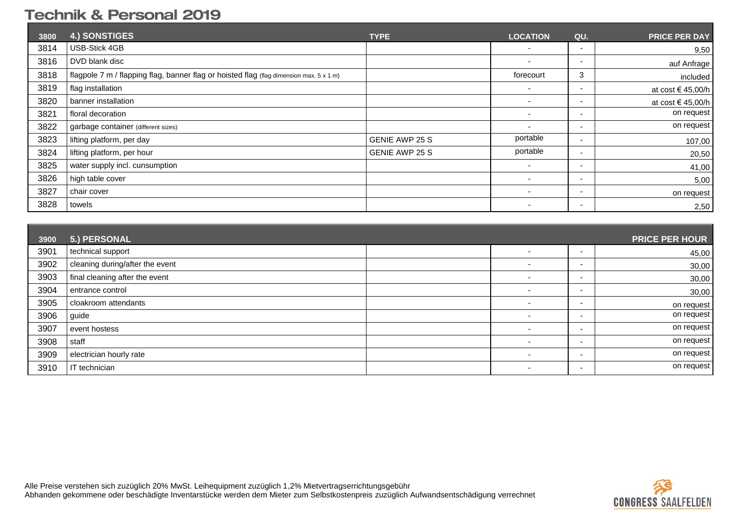# Technik & Personal 2019

| 3800 | 4.) SONSTIGES | TYPE | LOCATION | QU. | PRICE PER DAY |
|---|---|---|---|---|---|
| 3814 | USB-Stick 4GB | | - | - | 9,50 |
| 3816 | DVD blank disc | | - | - | auf Anfrage |
| 3818 | flagpole 7 m / flapping flag, banner flag or hoisted flag (flag dimension max. 5 x 1 m) | | forecourt | 3 | included |
| 3819 | flag installation | | - | - | at cost € 45,00/h |
| 3820 | banner installation | | - | - | at cost € 45,00/h |
| 3821 | floral decoration | | - | - | on request |
| 3822 | garbage container (different sizes) | | - | - | on request |
| 3823 | lifting platform, per day | GENIE AWP 25 S | portable | - | 107,00 |
| 3824 | lifting platform, per hour | GENIE AWP 25 S | portable | - | 20,50 |
| 3825 | water supply incl. cunsumption | | - | - | 41,00 |
| 3826 | high table cover | | - | - | 5,00 |
| 3827 | chair cover | | - | - | on request |
| 3828 | towels | | - | - | 2,50 |

| 3900 | 5.) PERSONAL | | | | PRICE PER HOUR |
|---|---|---|---|---|---|
| 3901 | technical support | | - | - | 45,00 |
| 3902 | cleaning during/after the event | | - | - | 30,00 |
| 3903 | final cleaning after the event | | - | - | 30,00 |
| 3904 | entrance control | | - | - | 30,00 |
| 3905 | cloakroom attendants | | - | - | on request |
| 3906 | guide | | - | - | on request |
| 3907 | event hostess | | - | - | on request |
| 3908 | staff | | - | - | on request |
| 3909 | electrician hourly rate | | - | - | on request |
| 3910 | IT technician | | - | - | on request |

Alle Preise verstehen sich zuzüglich 20% MwSt. Leihequipment zuzüglich 1,2% Mietvertragserrichtungsgebühr
Abhanden gekommene oder beschädigte Inventarstücke werden dem Mieter zum Selbstkostenpreis zuzüglich Aufwandsentschädigung verrechnet

CONGRESS SAALFELDEN